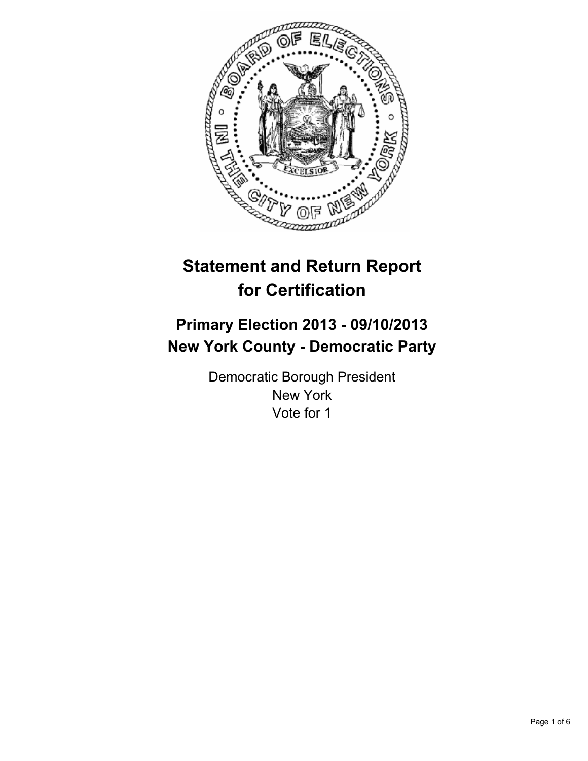# Statement and Return Report for Certification

## Primary Election 2013 - 09/10/2013
## New York County - Democratic Party

Democratic Borough President
New York
Vote for 1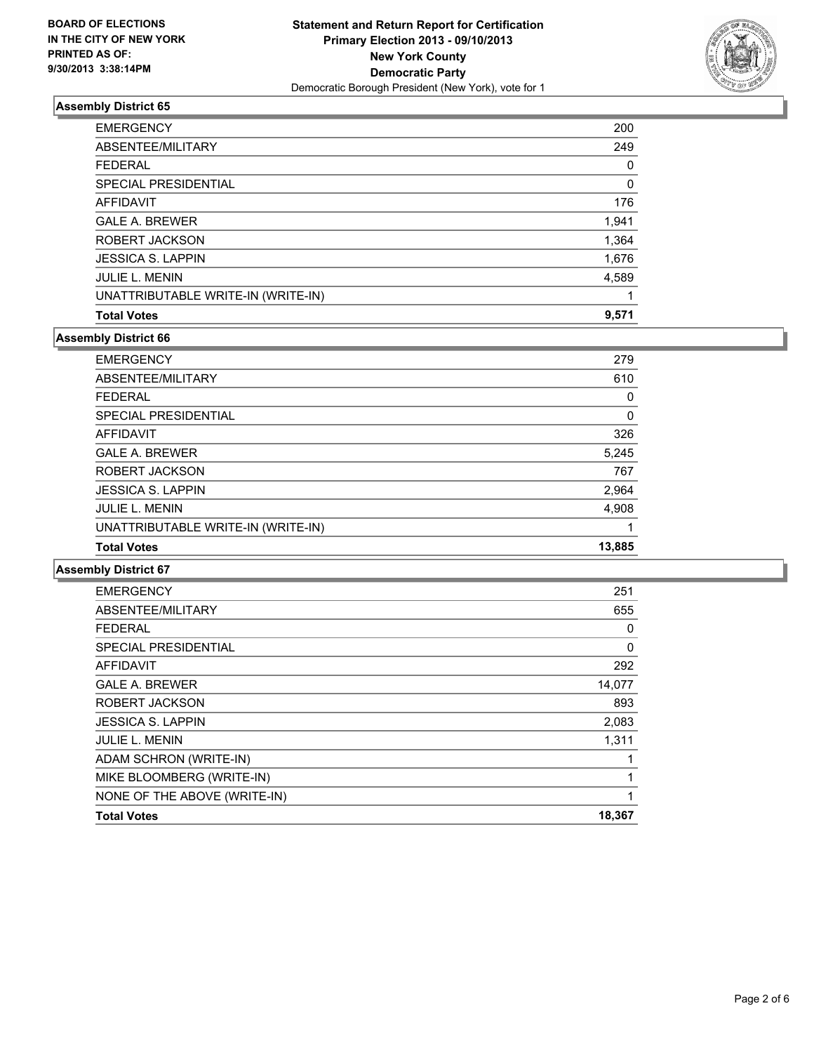BOARD OF ELECTIONS
IN THE CITY OF NEW YORK
PRINTED AS OF:
9/30/2013 3:38:14PM

**Statement and Return Report for Certification**
**Primary Election 2013 - 09/10/2013**
**New York County**
**Democratic Party**
Democratic Borough President (New York), vote for 1

### Assembly District 65

| | |
|---|---|
| EMERGENCY | 200 |
| ABSENTEE/MILITARY | 249 |
| FEDERAL | 0 |
| SPECIAL PRESIDENTIAL | 0 |
| AFFIDAVIT | 176 |
| GALE A. BREWER | 1,941 |
| ROBERT JACKSON | 1,364 |
| JESSICA S. LAPPIN | 1,676 |
| JULIE L. MENIN | 4,589 |
| UNATTRIBUTABLE WRITE-IN (WRITE-IN) | 1 |
| **Total Votes** | **9,571** |

### Assembly District 66

| | |
|---|---|
| EMERGENCY | 279 |
| ABSENTEE/MILITARY | 610 |
| FEDERAL | 0 |
| SPECIAL PRESIDENTIAL | 0 |
| AFFIDAVIT | 326 |
| GALE A. BREWER | 5,245 |
| ROBERT JACKSON | 767 |
| JESSICA S. LAPPIN | 2,964 |
| JULIE L. MENIN | 4,908 |
| UNATTRIBUTABLE WRITE-IN (WRITE-IN) | 1 |
| **Total Votes** | **13,885** |

### Assembly District 67

| | |
|---|---|
| EMERGENCY | 251 |
| ABSENTEE/MILITARY | 655 |
| FEDERAL | 0 |
| SPECIAL PRESIDENTIAL | 0 |
| AFFIDAVIT | 292 |
| GALE A. BREWER | 14,077 |
| ROBERT JACKSON | 893 |
| JESSICA S. LAPPIN | 2,083 |
| JULIE L. MENIN | 1,311 |
| ADAM SCHRON (WRITE-IN) | 1 |
| MIKE BLOOMBERG (WRITE-IN) | 1 |
| NONE OF THE ABOVE (WRITE-IN) | 1 |
| **Total Votes** | **18,367** |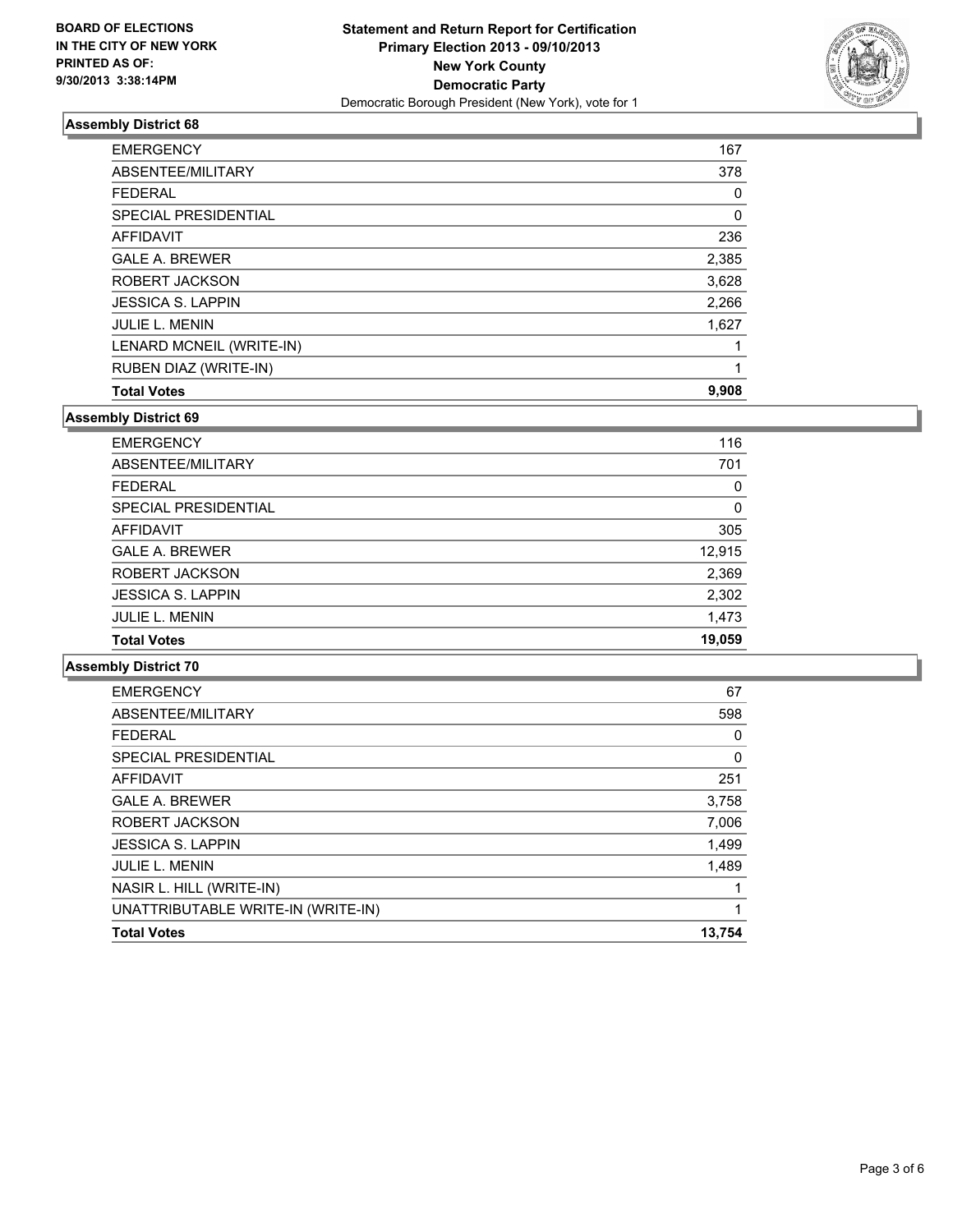**BOARD OF ELECTIONS IN THE CITY OF NEW YORK PRINTED AS OF: 9/30/2013 3:38:14PM**

**Statement and Return Report for Certification**
**Primary Election 2013 - 09/10/2013**
**New York County**
**Democratic Party**
Democratic Borough President (New York), vote for 1

### Assembly District 68

| | |
|---|---|
| EMERGENCY | 167 |
| ABSENTEE/MILITARY | 378 |
| FEDERAL | 0 |
| SPECIAL PRESIDENTIAL | 0 |
| AFFIDAVIT | 236 |
| GALE A. BREWER | 2,385 |
| ROBERT JACKSON | 3,628 |
| JESSICA S. LAPPIN | 2,266 |
| JULIE L. MENIN | 1,627 |
| LENARD MCNEIL (WRITE-IN) | 1 |
| RUBEN DIAZ (WRITE-IN) | 1 |
| **Total Votes** | **9,908** |

### Assembly District 69

| | |
|---|---|
| EMERGENCY | 116 |
| ABSENTEE/MILITARY | 701 |
| FEDERAL | 0 |
| SPECIAL PRESIDENTIAL | 0 |
| AFFIDAVIT | 305 |
| GALE A. BREWER | 12,915 |
| ROBERT JACKSON | 2,369 |
| JESSICA S. LAPPIN | 2,302 |
| JULIE L. MENIN | 1,473 |
| **Total Votes** | **19,059** |

### Assembly District 70

| | |
|---|---|
| EMERGENCY | 67 |
| ABSENTEE/MILITARY | 598 |
| FEDERAL | 0 |
| SPECIAL PRESIDENTIAL | 0 |
| AFFIDAVIT | 251 |
| GALE A. BREWER | 3,758 |
| ROBERT JACKSON | 7,006 |
| JESSICA S. LAPPIN | 1,499 |
| JULIE L. MENIN | 1,489 |
| NASIR L. HILL (WRITE-IN) | 1 |
| UNATTRIBUTABLE WRITE-IN (WRITE-IN) | 1 |
| **Total Votes** | **13,754** |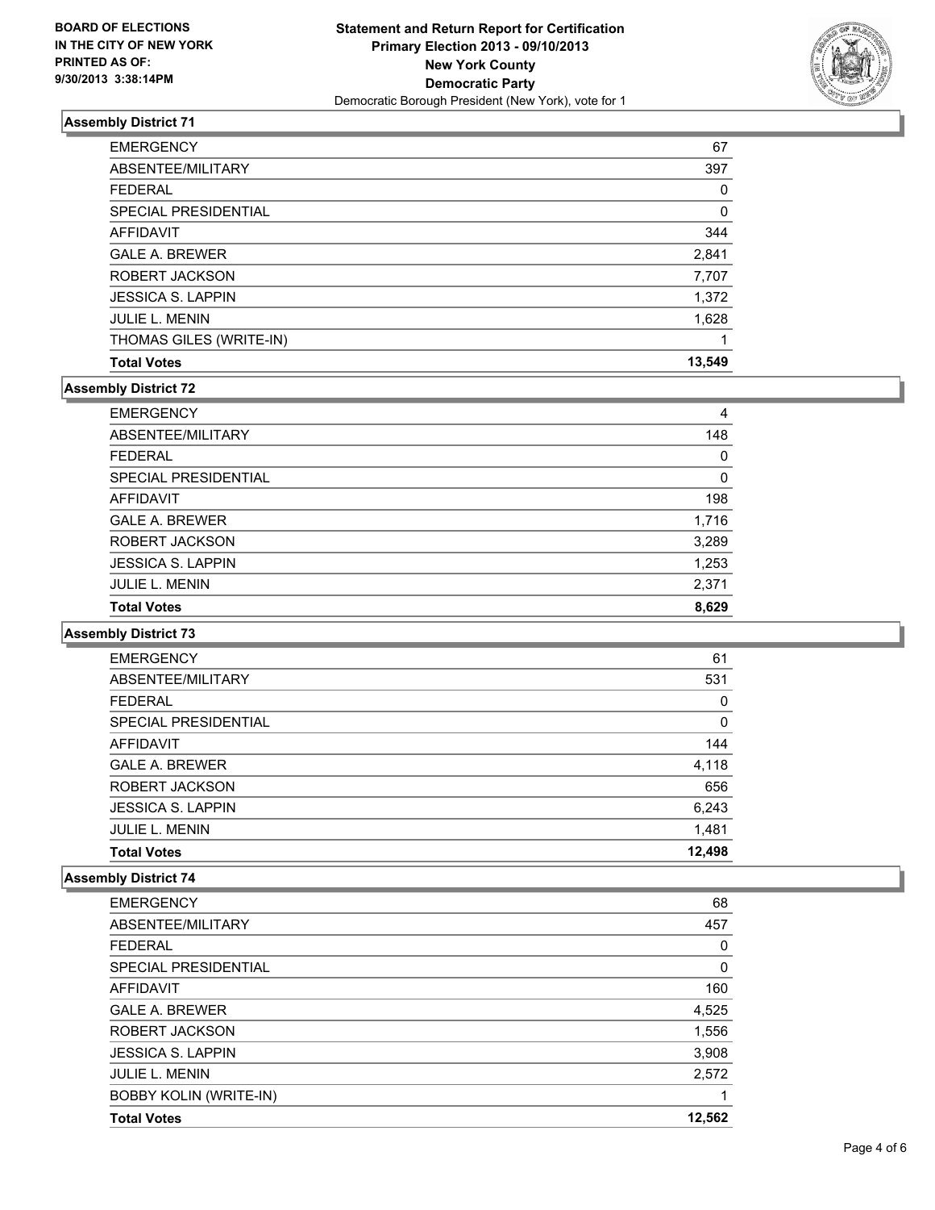BOARD OF ELECTIONS
IN THE CITY OF NEW YORK
PRINTED AS OF:
9/30/2013 3:38:14PM

**Statement and Return Report for Certification**
**Primary Election 2013 - 09/10/2013**
**New York County**
**Democratic Party**
Democratic Borough President (New York), vote for 1

### Assembly District 71

| | |
|---|---|
| EMERGENCY | 67 |
| ABSENTEE/MILITARY | 397 |
| FEDERAL | 0 |
| SPECIAL PRESIDENTIAL | 0 |
| AFFIDAVIT | 344 |
| GALE A. BREWER | 2,841 |
| ROBERT JACKSON | 7,707 |
| JESSICA S. LAPPIN | 1,372 |
| JULIE L. MENIN | 1,628 |
| THOMAS GILES (WRITE-IN) | 1 |
| **Total Votes** | **13,549** |

### Assembly District 72

| | |
|---|---|
| EMERGENCY | 4 |
| ABSENTEE/MILITARY | 148 |
| FEDERAL | 0 |
| SPECIAL PRESIDENTIAL | 0 |
| AFFIDAVIT | 198 |
| GALE A. BREWER | 1,716 |
| ROBERT JACKSON | 3,289 |
| JESSICA S. LAPPIN | 1,253 |
| JULIE L. MENIN | 2,371 |
| **Total Votes** | **8,629** |

### Assembly District 73

| | |
|---|---|
| EMERGENCY | 61 |
| ABSENTEE/MILITARY | 531 |
| FEDERAL | 0 |
| SPECIAL PRESIDENTIAL | 0 |
| AFFIDAVIT | 144 |
| GALE A. BREWER | 4,118 |
| ROBERT JACKSON | 656 |
| JESSICA S. LAPPIN | 6,243 |
| JULIE L. MENIN | 1,481 |
| **Total Votes** | **12,498** |

### Assembly District 74

| | |
|---|---|
| EMERGENCY | 68 |
| ABSENTEE/MILITARY | 457 |
| FEDERAL | 0 |
| SPECIAL PRESIDENTIAL | 0 |
| AFFIDAVIT | 160 |
| GALE A. BREWER | 4,525 |
| ROBERT JACKSON | 1,556 |
| JESSICA S. LAPPIN | 3,908 |
| JULIE L. MENIN | 2,572 |
| BOBBY KOLIN (WRITE-IN) | 1 |
| **Total Votes** | **12,562** |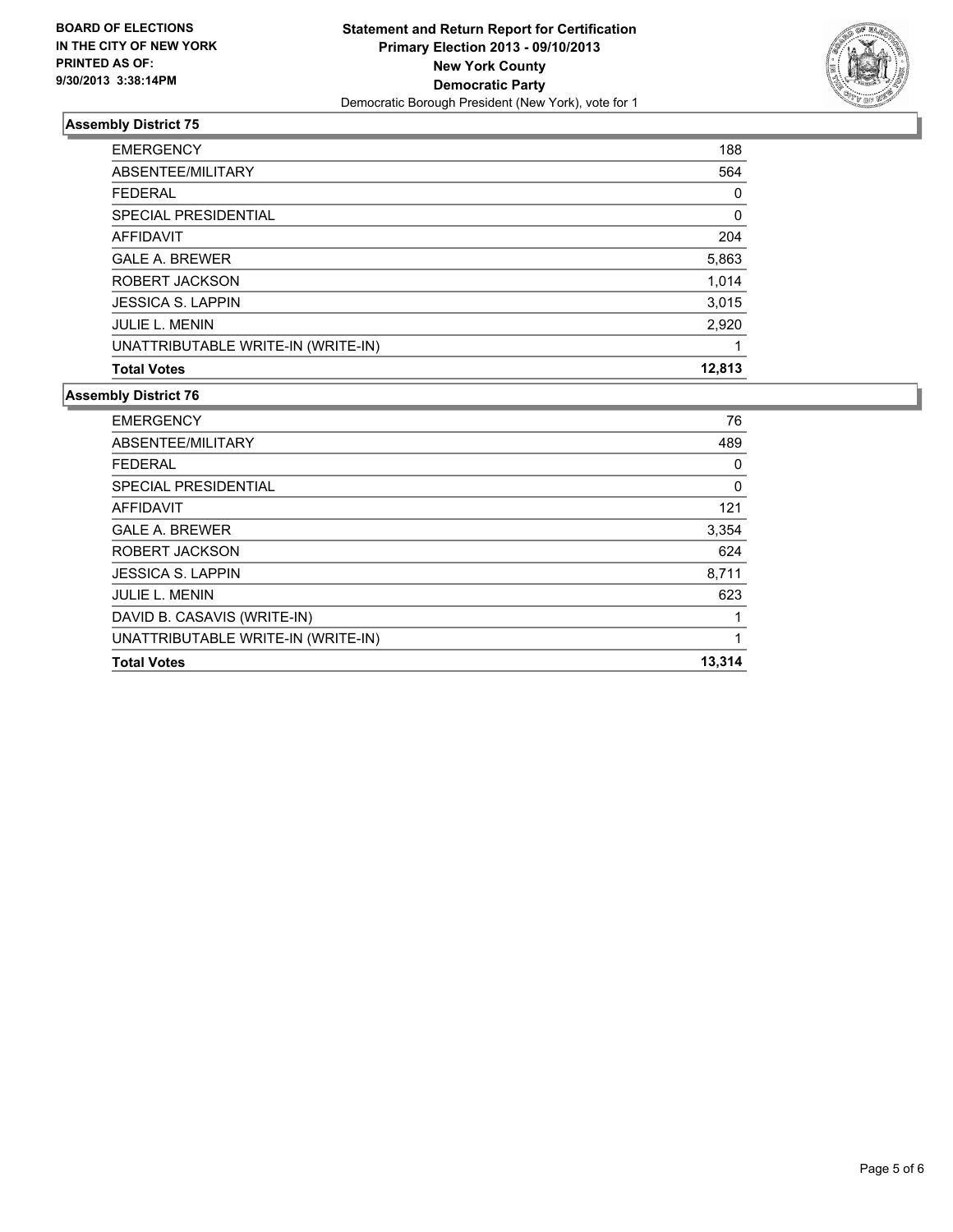**BOARD OF ELECTIONS IN THE CITY OF NEW YORK PRINTED AS OF: 9/30/2013 3:38:14PM**

**Statement and Return Report for Certification**
**Primary Election 2013 - 09/10/2013**
**New York County**
**Democratic Party**
Democratic Borough President (New York), vote for 1

### Assembly District 75

| | |
|---|---|
| EMERGENCY | 188 |
| ABSENTEE/MILITARY | 564 |
| FEDERAL | 0 |
| SPECIAL PRESIDENTIAL | 0 |
| AFFIDAVIT | 204 |
| GALE A. BREWER | 5,863 |
| ROBERT JACKSON | 1,014 |
| JESSICA S. LAPPIN | 3,015 |
| JULIE L. MENIN | 2,920 |
| UNATTRIBUTABLE WRITE-IN (WRITE-IN) | 1 |
| **Total Votes** | **12,813** |

### Assembly District 76

| | |
|---|---|
| EMERGENCY | 76 |
| ABSENTEE/MILITARY | 489 |
| FEDERAL | 0 |
| SPECIAL PRESIDENTIAL | 0 |
| AFFIDAVIT | 121 |
| GALE A. BREWER | 3,354 |
| ROBERT JACKSON | 624 |
| JESSICA S. LAPPIN | 8,711 |
| JULIE L. MENIN | 623 |
| DAVID B. CASAVIS (WRITE-IN) | 1 |
| UNATTRIBUTABLE WRITE-IN (WRITE-IN) | 1 |
| **Total Votes** | **13,314** |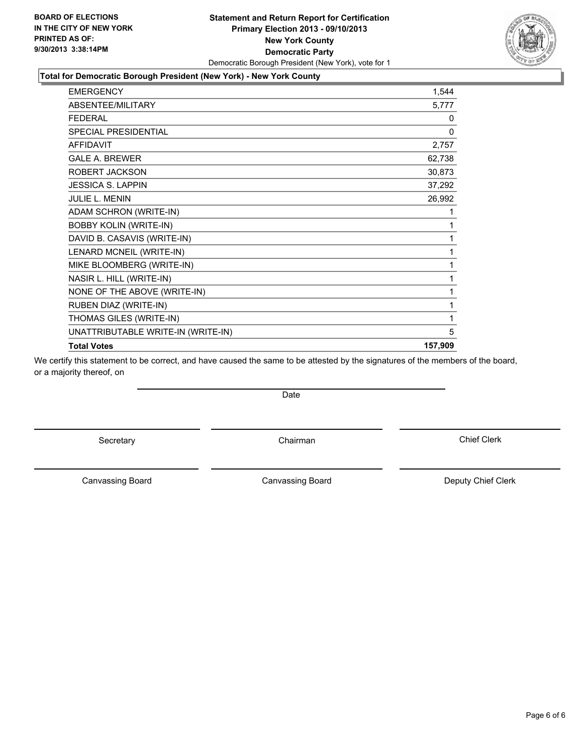**BOARD OF ELECTIONS IN THE CITY OF NEW YORK PRINTED AS OF: 9/30/2013 3:38:14PM**

# Statement and Return Report for Certification Primary Election 2013 - 09/10/2013 New York County Democratic Party

Democratic Borough President (New York), vote for 1

## Total for Democratic Borough President (New York) - New York County

| | |
|---|---|
| EMERGENCY | 1,544 |
| ABSENTEE/MILITARY | 5,777 |
| FEDERAL | 0 |
| SPECIAL PRESIDENTIAL | 0 |
| AFFIDAVIT | 2,757 |
| GALE A. BREWER | 62,738 |
| ROBERT JACKSON | 30,873 |
| JESSICA S. LAPPIN | 37,292 |
| JULIE L. MENIN | 26,992 |
| ADAM SCHRON (WRITE-IN) | 1 |
| BOBBY KOLIN (WRITE-IN) | 1 |
| DAVID B. CASAVIS (WRITE-IN) | 1 |
| LENARD MCNEIL (WRITE-IN) | 1 |
| MIKE BLOOMBERG (WRITE-IN) | 1 |
| NASIR L. HILL (WRITE-IN) | 1 |
| NONE OF THE ABOVE (WRITE-IN) | 1 |
| RUBEN DIAZ (WRITE-IN) | 1 |
| THOMAS GILES (WRITE-IN) | 1 |
| UNATTRIBUTABLE WRITE-IN (WRITE-IN) | 5 |
| **Total Votes** | **157,909** |

We certify this statement to be correct, and have caused the same to be attested by the signatures of the members of the board, or a majority thereof, on

Date

Secretary

Chairman

Chief Clerk

Canvassing Board

Canvassing Board

Deputy Chief Clerk